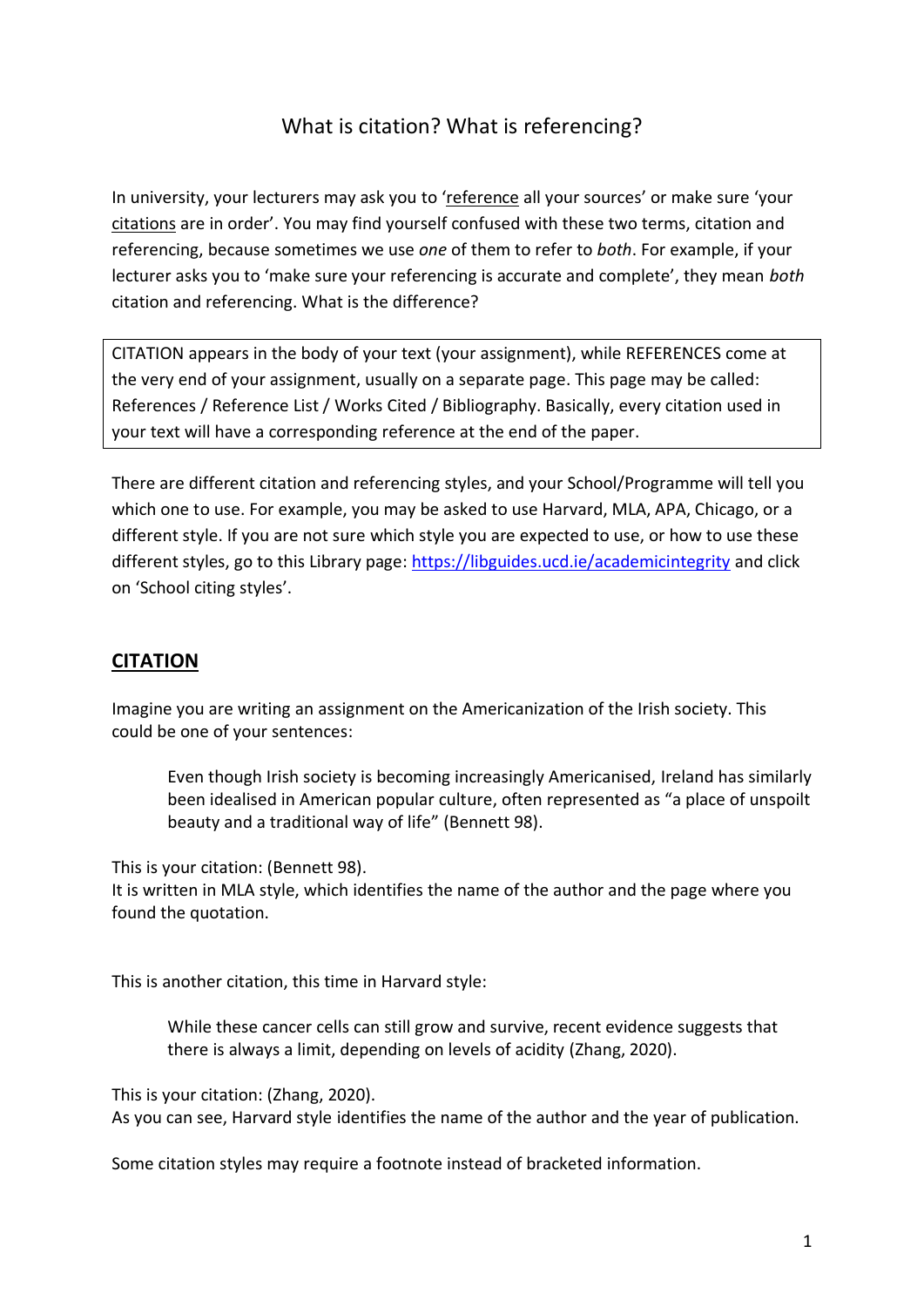# What is citation? What is referencing?

In university, your lecturers may ask you to 'reference all your sources' or make sure 'your citations are in order'. You may find yourself confused with these two terms, citation and referencing, because sometimes we use *one* of them to refer to *both*. For example, if your lecturer asks you to 'make sure your referencing is accurate and complete', they mean *both* citation and referencing. What is the difference?

> CITATION appears in the body of your text (your assignment), while REFERENCES come at the very end of your assignment, usually on a separate page. This page may be called: References / Reference List / Works Cited / Bibliography. Basically, every citation used in your text will have a corresponding reference at the end of the paper.

There are different citation and referencing styles, and your School/Programme will tell you which one to use. For example, you may be asked to use Harvard, MLA, APA, Chicago, or a different style. If you are not sure which style you are expected to use, or how to use these different styles, go to this Library page: https://libguides.ucd.ie/academicintegrity and click on 'School citing styles'.

## CITATION

Imagine you are writing an assignment on the Americanization of the Irish society. This could be one of your sentences:

> Even though Irish society is becoming increasingly Americanised, Ireland has similarly been idealised in American popular culture, often represented as "a place of unspoilt beauty and a traditional way of life" (Bennett 98).

This is your citation: (Bennett 98).
It is written in MLA style, which identifies the name of the author and the page where you found the quotation.

This is another citation, this time in Harvard style:

> While these cancer cells can still grow and survive, recent evidence suggests that there is always a limit, depending on levels of acidity (Zhang, 2020).

This is your citation: (Zhang, 2020).
As you can see, Harvard style identifies the name of the author and the year of publication.

Some citation styles may require a footnote instead of bracketed information.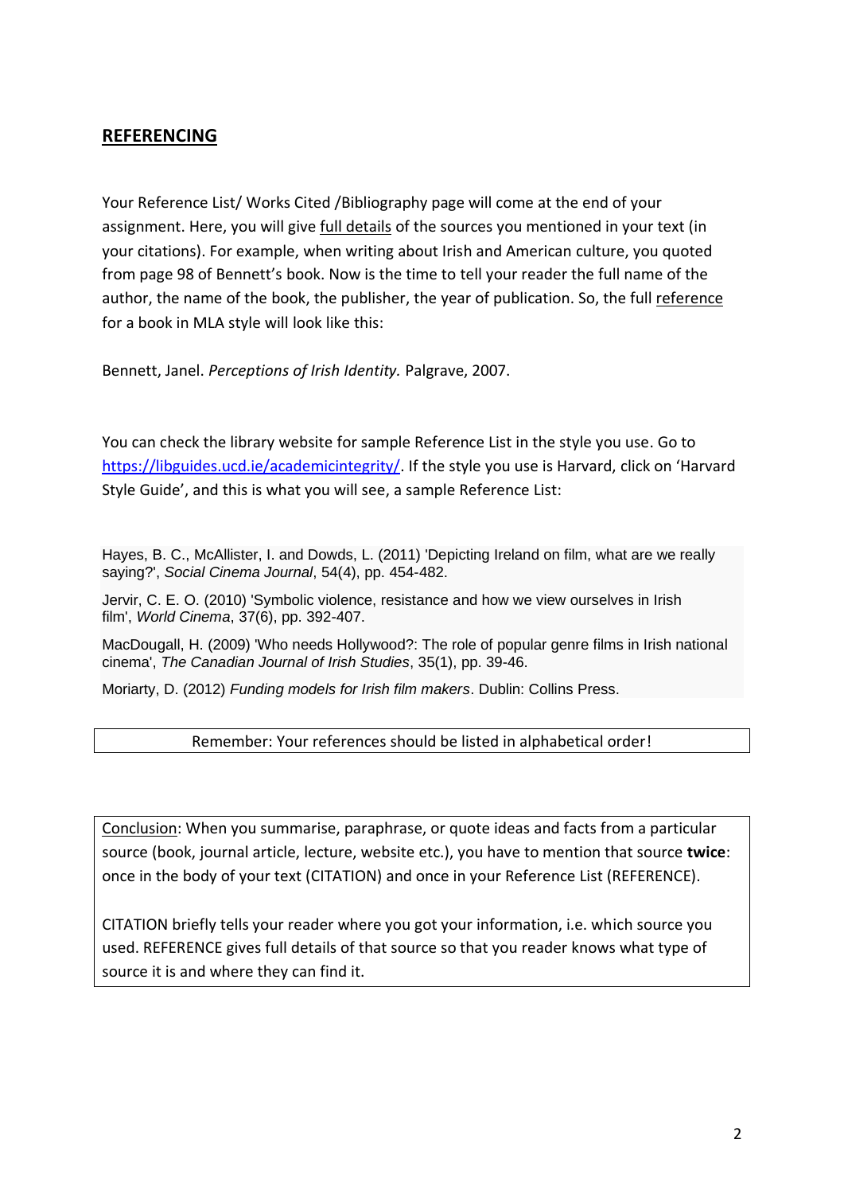## REFERENCING

Your Reference List/ Works Cited /Bibliography page will come at the end of your assignment. Here, you will give full details of the sources you mentioned in your text (in your citations). For example, when writing about Irish and American culture, you quoted from page 98 of Bennett's book. Now is the time to tell your reader the full name of the author, the name of the book, the publisher, the year of publication. So, the full reference for a book in MLA style will look like this:

Bennett, Janel. *Perceptions of Irish Identity.* Palgrave, 2007.

You can check the library website for sample Reference List in the style you use. Go to https://libguides.ucd.ie/academicintegrity/. If the style you use is Harvard, click on 'Harvard Style Guide', and this is what you will see, a sample Reference List:

Hayes, B. C., McAllister, I. and Dowds, L. (2011) 'Depicting Ireland on film, what are we really saying?', *Social Cinema Journal*, 54(4), pp. 454-482.

Jervir, C. E. O. (2010) 'Symbolic violence, resistance and how we view ourselves in Irish film', *World Cinema*, 37(6), pp. 392-407.

MacDougall, H. (2009) 'Who needs Hollywood?: The role of popular genre films in Irish national cinema', *The Canadian Journal of Irish Studies*, 35(1), pp. 39-46.

Moriarty, D. (2012) *Funding models for Irish film makers*. Dublin: Collins Press.

Remember: Your references should be listed in alphabetical order!

Conclusion: When you summarise, paraphrase, or quote ideas and facts from a particular source (book, journal article, lecture, website etc.), you have to mention that source **twice**: once in the body of your text (CITATION) and once in your Reference List (REFERENCE).

CITATION briefly tells your reader where you got your information, i.e. which source you used. REFERENCE gives full details of that source so that you reader knows what type of source it is and where they can find it.